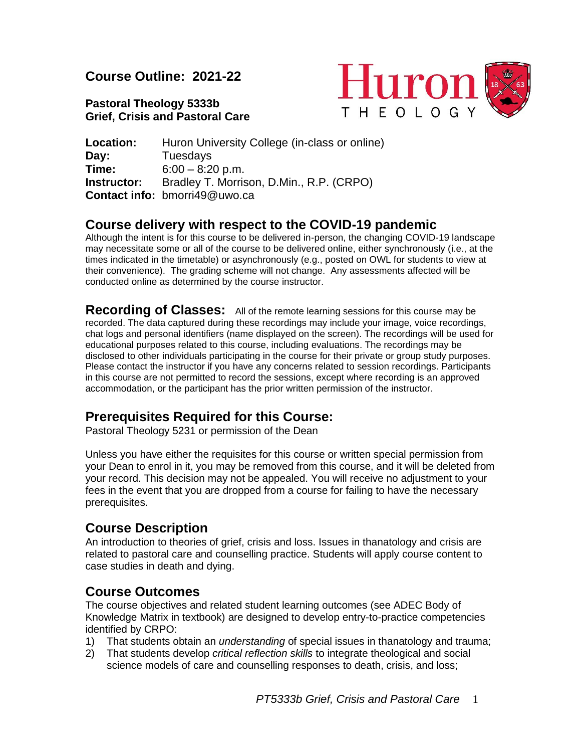# Course Outline: 2021-22

**Pastoral Theology 5333b**
**Grief, Crisis and Pastoral Care**

**Location:** Huron University College (in-class or online)
**Day:** Tuesdays
**Time:** 6:00 – 8:20 p.m.
**Instructor:** Bradley T. Morrison, D.Min., R.P. (CRPO)
**Contact info:** bmorri49@uwo.ca

## Course delivery with respect to the COVID-19 pandemic

Although the intent is for this course to be delivered in-person, the changing COVID-19 landscape may necessitate some or all of the course to be delivered online, either synchronously (i.e., at the times indicated in the timetable) or asynchronously (e.g., posted on OWL for students to view at their convenience). The grading scheme will not change. Any assessments affected will be conducted online as determined by the course instructor.

**Recording of Classes:** All of the remote learning sessions for this course may be recorded. The data captured during these recordings may include your image, voice recordings, chat logs and personal identifiers (name displayed on the screen). The recordings will be used for educational purposes related to this course, including evaluations. The recordings may be disclosed to other individuals participating in the course for their private or group study purposes. Please contact the instructor if you have any concerns related to session recordings. Participants in this course are not permitted to record the sessions, except where recording is an approved accommodation, or the participant has the prior written permission of the instructor.

## Prerequisites Required for this Course:

Pastoral Theology 5231 or permission of the Dean

Unless you have either the requisites for this course or written special permission from your Dean to enrol in it, you may be removed from this course, and it will be deleted from your record. This decision may not be appealed. You will receive no adjustment to your fees in the event that you are dropped from a course for failing to have the necessary prerequisites.

## Course Description

An introduction to theories of grief, crisis and loss. Issues in thanatology and crisis are related to pastoral care and counselling practice. Students will apply course content to case studies in death and dying.

## Course Outcomes

The course objectives and related student learning outcomes (see ADEC Body of Knowledge Matrix in textbook) are designed to develop entry-to-practice competencies identified by CRPO:

1) That students obtain an *understanding* of special issues in thanatology and trauma;
2) That students develop *critical reflection skills* to integrate theological and social science models of care and counselling responses to death, crisis, and loss;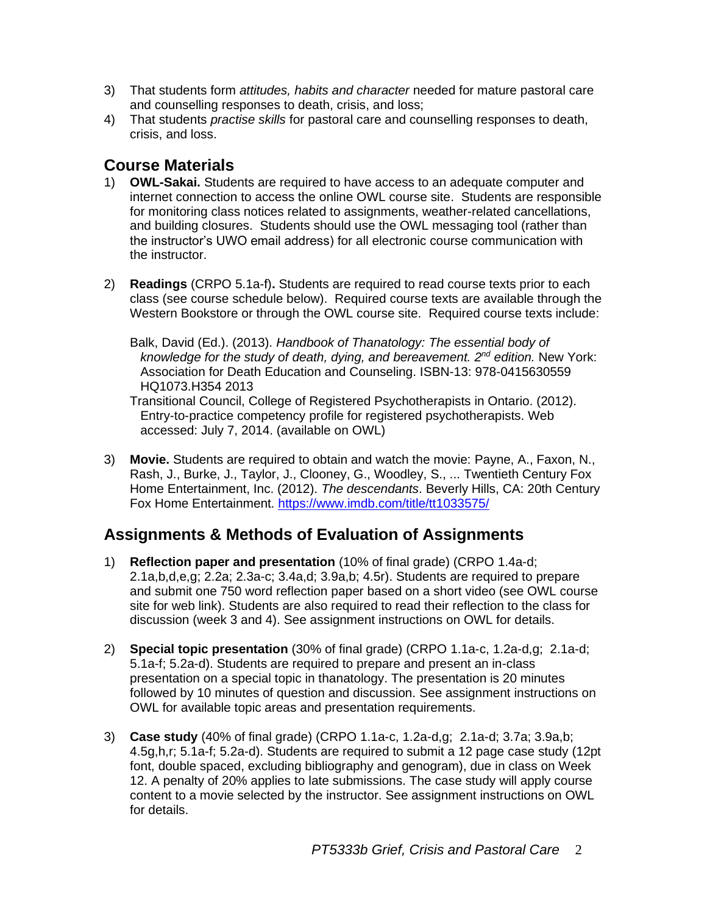3) That students form *attitudes, habits and character* needed for mature pastoral care and counselling responses to death, crisis, and loss;
4) That students *practise skills* for pastoral care and counselling responses to death, crisis, and loss.

## Course Materials

1) **OWL-Sakai.** Students are required to have access to an adequate computer and internet connection to access the online OWL course site. Students are responsible for monitoring class notices related to assignments, weather-related cancellations, and building closures. Students should use the OWL messaging tool (rather than the instructor's UWO email address) for all electronic course communication with the instructor.

2) **Readings** (CRPO 5.1a-f)**.** Students are required to read course texts prior to each class (see course schedule below). Required course texts are available through the Western Bookstore or through the OWL course site. Required course texts include:

   Balk, David (Ed.). (2013). *Handbook of Thanatology: The essential body of knowledge for the study of death, dying, and bereavement. 2nd edition.* New York: Association for Death Education and Counseling. ISBN-13: 978-0415630559 HQ1073.H354 2013

   Transitional Council, College of Registered Psychotherapists in Ontario. (2012). Entry-to-practice competency profile for registered psychotherapists. Web accessed: July 7, 2014. (available on OWL)

3) **Movie.** Students are required to obtain and watch the movie: Payne, A., Faxon, N., Rash, J., Burke, J., Taylor, J., Clooney, G., Woodley, S., ... Twentieth Century Fox Home Entertainment, Inc. (2012). *The descendants*. Beverly Hills, CA: 20th Century Fox Home Entertainment. https://www.imdb.com/title/tt1033575/

## Assignments & Methods of Evaluation of Assignments

1) **Reflection paper and presentation** (10% of final grade) (CRPO 1.4a-d; 2.1a,b,d,e,g; 2.2a; 2.3a-c; 3.4a,d; 3.9a,b; 4.5r). Students are required to prepare and submit one 750 word reflection paper based on a short video (see OWL course site for web link). Students are also required to read their reflection to the class for discussion (week 3 and 4). See assignment instructions on OWL for details.

2) **Special topic presentation** (30% of final grade) (CRPO 1.1a-c, 1.2a-d,g; 2.1a-d; 5.1a-f; 5.2a-d). Students are required to prepare and present an in-class presentation on a special topic in thanatology. The presentation is 20 minutes followed by 10 minutes of question and discussion. See assignment instructions on OWL for available topic areas and presentation requirements.

3) **Case study** (40% of final grade) (CRPO 1.1a-c, 1.2a-d,g; 2.1a-d; 3.7a; 3.9a,b; 4.5g,h,r; 5.1a-f; 5.2a-d). Students are required to submit a 12 page case study (12pt font, double spaced, excluding bibliography and genogram), due in class on Week 12. A penalty of 20% applies to late submissions. The case study will apply course content to a movie selected by the instructor. See assignment instructions on OWL for details.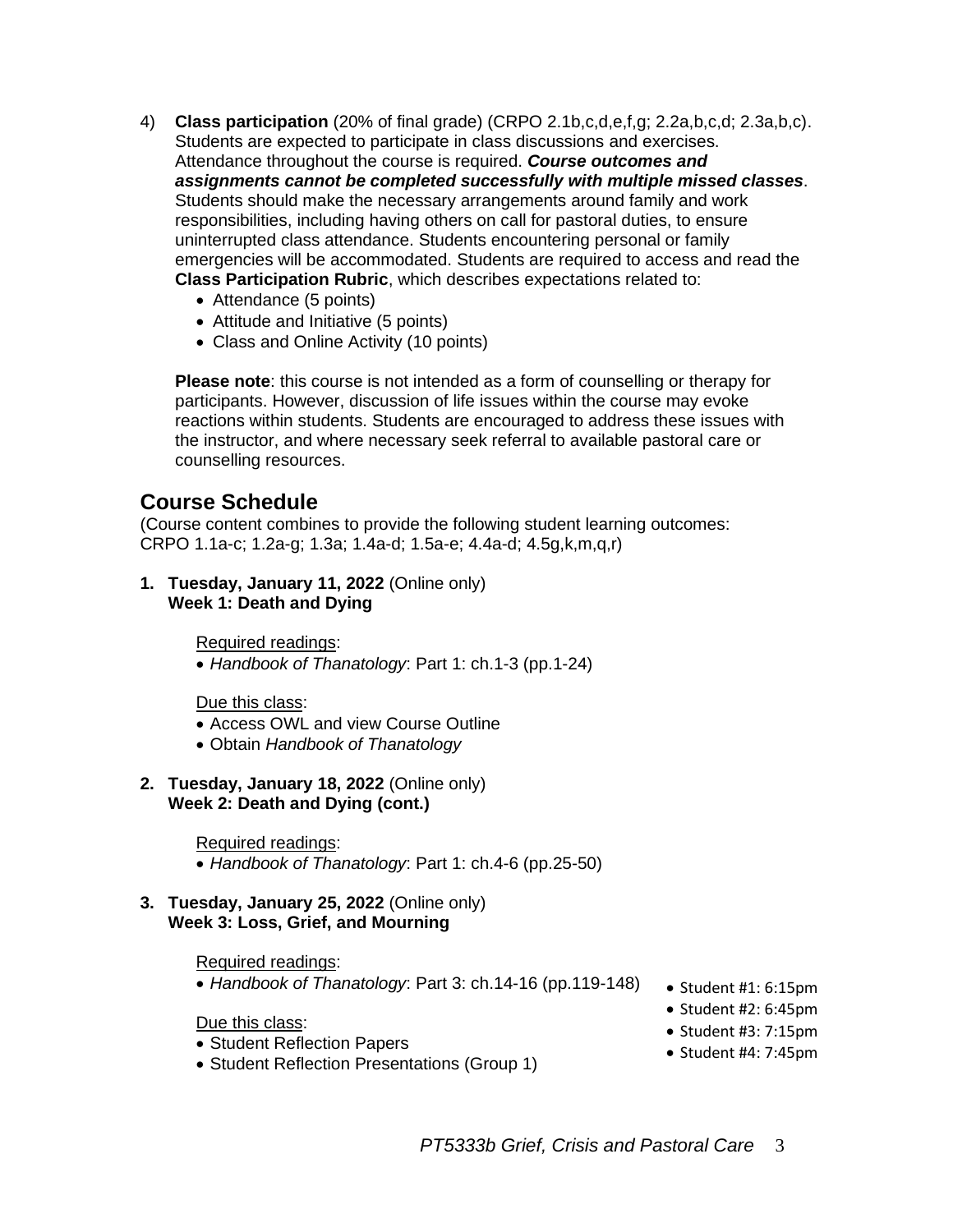4) **Class participation** (20% of final grade) (CRPO 2.1b,c,d,e,f,g; 2.2a,b,c,d; 2.3a,b,c). Students are expected to participate in class discussions and exercises. Attendance throughout the course is required. ***Course outcomes and assignments cannot be completed successfully with multiple missed classes***. Students should make the necessary arrangements around family and work responsibilities, including having others on call for pastoral duties, to ensure uninterrupted class attendance. Students encountering personal or family emergencies will be accommodated. Students are required to access and read the **Class Participation Rubric**, which describes expectations related to:
   - Attendance (5 points)
   - Attitude and Initiative (5 points)
   - Class and Online Activity (10 points)

   **Please note**: this course is not intended as a form of counselling or therapy for participants. However, discussion of life issues within the course may evoke reactions within students. Students are encouraged to address these issues with the instructor, and where necessary seek referral to available pastoral care or counselling resources.

## Course Schedule

(Course content combines to provide the following student learning outcomes: CRPO 1.1a-c; 1.2a-g; 1.3a; 1.4a-d; 1.5a-e; 4.4a-d; 4.5g,k,m,q,r)

1. **Tuesday, January 11, 2022** (Online only)
   **Week 1: Death and Dying**

   Required readings:
   - *Handbook of Thanatology*: Part 1: ch.1-3 (pp.1-24)

   Due this class:
   - Access OWL and view Course Outline
   - Obtain *Handbook of Thanatology*

2. **Tuesday, January 18, 2022** (Online only)
   **Week 2: Death and Dying (cont.)**

   Required readings:
   - *Handbook of Thanatology*: Part 1: ch.4-6 (pp.25-50)

3. **Tuesday, January 25, 2022** (Online only)
   **Week 3: Loss, Grief, and Mourning**

   Required readings:
   - *Handbook of Thanatology*: Part 3: ch.14-16 (pp.119-148)

   Due this class:
   - Student Reflection Papers
   - Student Reflection Presentations (Group 1)
     - Student #1: 6:15pm
     - Student #2: 6:45pm
     - Student #3: 7:15pm
     - Student #4: 7:45pm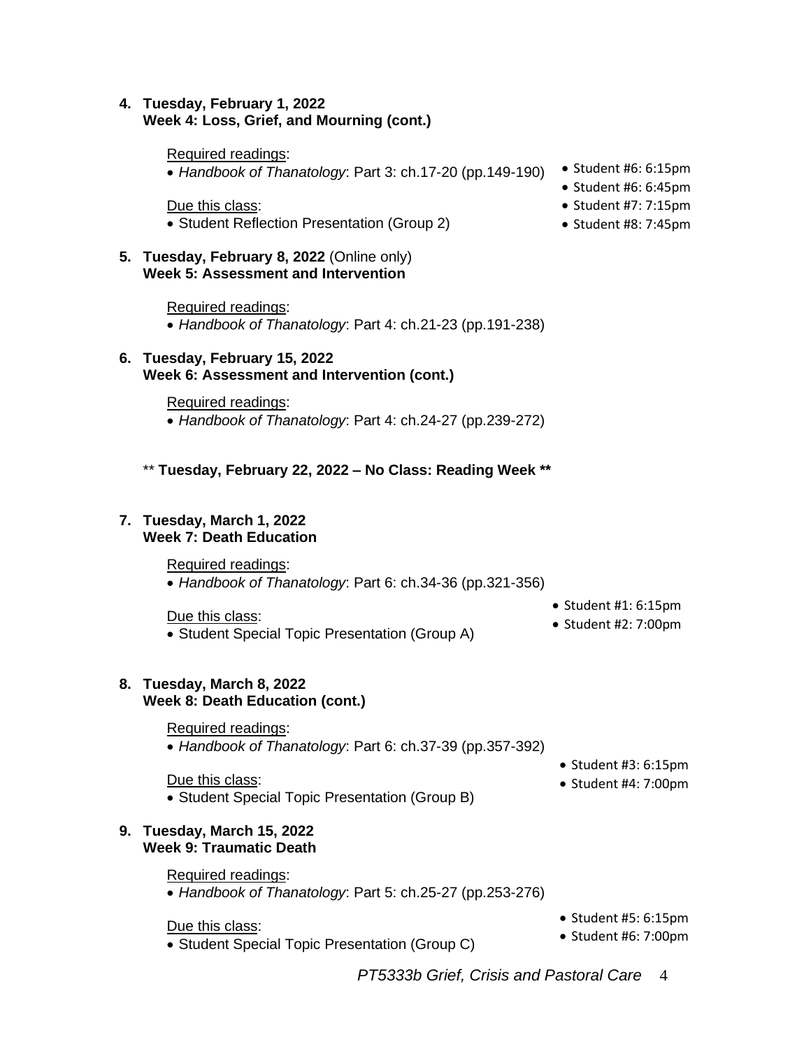**4. Tuesday, February 1, 2022**
**Week 4: Loss, Grief, and Mourning (cont.)**

Required readings:

- *Handbook of Thanatology*: Part 3: ch.17-20 (pp.149-190)

Due this class:

- Student Reflection Presentation (Group 2)

- Student #6: 6:15pm
- Student #6: 6:45pm
- Student #7: 7:15pm
- Student #8: 7:45pm

**5. Tuesday, February 8, 2022** (Online only)
**Week 5: Assessment and Intervention**

Required readings:

- *Handbook of Thanatology*: Part 4: ch.21-23 (pp.191-238)

**6. Tuesday, February 15, 2022**
**Week 6: Assessment and Intervention (cont.)**

Required readings:

- *Handbook of Thanatology*: Part 4: ch.24-27 (pp.239-272)

** **Tuesday, February 22, 2022 – No Class: Reading Week ****

**7. Tuesday, March 1, 2022**
**Week 7: Death Education**

Required readings:

- *Handbook of Thanatology*: Part 6: ch.34-36 (pp.321-356)

Due this class:

- Student Special Topic Presentation (Group A)

- Student #1: 6:15pm
- Student #2: 7:00pm

**8. Tuesday, March 8, 2022**
**Week 8: Death Education (cont.)**

Required readings:

- *Handbook of Thanatology*: Part 6: ch.37-39 (pp.357-392)

Due this class:

- Student Special Topic Presentation (Group B)

- Student #3: 6:15pm
- Student #4: 7:00pm

**9. Tuesday, March 15, 2022**
**Week 9: Traumatic Death**

Required readings:

- *Handbook of Thanatology*: Part 5: ch.25-27 (pp.253-276)

Due this class:

- Student Special Topic Presentation (Group C)

- Student #5: 6:15pm
- Student #6: 7:00pm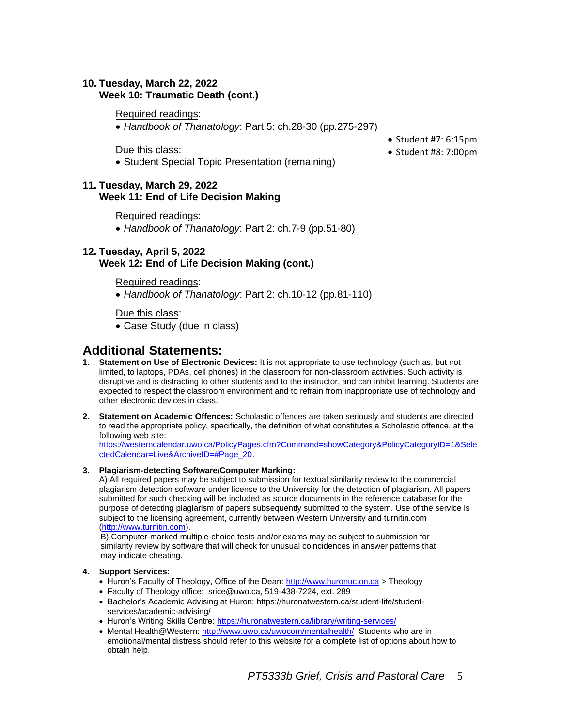**10. Tuesday, March 22, 2022**
**Week 10: Traumatic Death (cont.)**

Required readings:

- *Handbook of Thanatology*: Part 5: ch.28-30 (pp.275-297)

Due this class:

- Student Special Topic Presentation (remaining)
  - Student #7: 6:15pm
  - Student #8: 7:00pm

**11. Tuesday, March 29, 2022**
**Week 11: End of Life Decision Making**

Required readings:

- *Handbook of Thanatology*: Part 2: ch.7-9 (pp.51-80)

**12. Tuesday, April 5, 2022**
**Week 12: End of Life Decision Making (cont.)**

Required readings:

- *Handbook of Thanatology*: Part 2: ch.10-12 (pp.81-110)

Due this class:

- Case Study (due in class)

## Additional Statements:

1. **Statement on Use of Electronic Devices:** It is not appropriate to use technology (such as, but not limited, to laptops, PDAs, cell phones) in the classroom for non-classroom activities. Such activity is disruptive and is distracting to other students and to the instructor, and can inhibit learning. Students are expected to respect the classroom environment and to refrain from inappropriate use of technology and other electronic devices in class.

2. **Statement on Academic Offences:** Scholastic offences are taken seriously and students are directed to read the appropriate policy, specifically, the definition of what constitutes a Scholastic offence, at the following web site: https://westerncalendar.uwo.ca/PolicyPages.cfm?Command=showCategory&PolicyCategoryID=1&SelectedCalendar=Live&ArchiveID=#Page_20.

3. **Plagiarism-detecting Software/Computer Marking:**
   A) All required papers may be subject to submission for textual similarity review to the commercial plagiarism detection software under license to the University for the detection of plagiarism. All papers submitted for such checking will be included as source documents in the reference database for the purpose of detecting plagiarism of papers subsequently submitted to the system. Use of the service is subject to the licensing agreement, currently between Western University and turnitin.com (http://www.turnitin.com).
   B) Computer-marked multiple-choice tests and/or exams may be subject to submission for similarity review by software that will check for unusual coincidences in answer patterns that may indicate cheating.

4. **Support Services:**
   - Huron's Faculty of Theology, Office of the Dean: http://www.huronuc.on.ca > Theology
   - Faculty of Theology office: srice@uwo.ca, 519-438-7224, ext. 289
   - Bachelor's Academic Advising at Huron: https://huronatwestern.ca/student-life/student-services/academic-advising/
   - Huron's Writing Skills Centre: https://huronatwestern.ca/library/writing-services/
   - Mental Health@Western: http://www.uwo.ca/uwocom/mentalhealth/ Students who are in emotional/mental distress should refer to this website for a complete list of options about how to obtain help.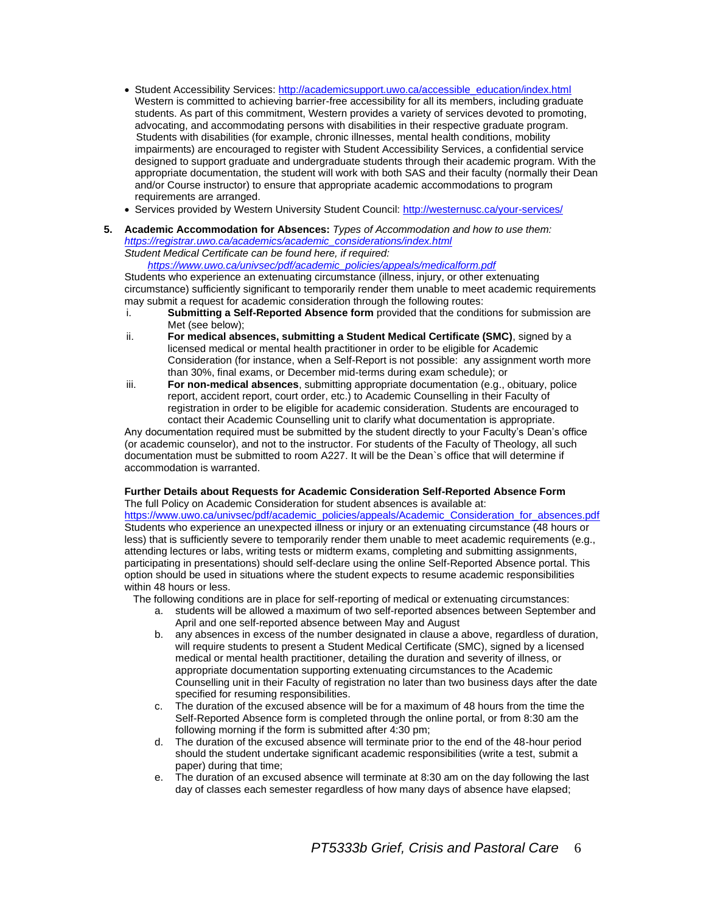- Student Accessibility Services: http://academicsupport.uwo.ca/accessible_education/index.html Western is committed to achieving barrier-free accessibility for all its members, including graduate students. As part of this commitment, Western provides a variety of services devoted to promoting, advocating, and accommodating persons with disabilities in their respective graduate program. Students with disabilities (for example, chronic illnesses, mental health conditions, mobility impairments) are encouraged to register with Student Accessibility Services, a confidential service designed to support graduate and undergraduate students through their academic program. With the appropriate documentation, the student will work with both SAS and their faculty (normally their Dean and/or Course instructor) to ensure that appropriate academic accommodations to program requirements are arranged.
- Services provided by Western University Student Council: http://westernusc.ca/your-services/

5. **Academic Accommodation for Absences:** *Types of Accommodation and how to use them:* *https://registrar.uwo.ca/academics/academic_considerations/index.html*
*Student Medical Certificate can be found here, if required:*
*https://www.uwo.ca/univsec/pdf/academic_policies/appeals/medicalform.pdf*
Students who experience an extenuating circumstance (illness, injury, or other extenuating circumstance) sufficiently significant to temporarily render them unable to meet academic requirements may submit a request for academic consideration through the following routes:
   i. **Submitting a Self-Reported Absence form** provided that the conditions for submission are Met (see below);
   ii. **For medical absences, submitting a Student Medical Certificate (SMC)**, signed by a licensed medical or mental health practitioner in order to be eligible for Academic Consideration (for instance, when a Self-Report is not possible: any assignment worth more than 30%, final exams, or December mid-terms during exam schedule); or
   iii. **For non-medical absences**, submitting appropriate documentation (e.g., obituary, police report, accident report, court order, etc.) to Academic Counselling in their Faculty of registration in order to be eligible for academic consideration. Students are encouraged to contact their Academic Counselling unit to clarify what documentation is appropriate.

Any documentation required must be submitted by the student directly to your Faculty's Dean's office (or academic counselor), and not to the instructor. For students of the Faculty of Theology, all such documentation must be submitted to room A227. It will be the Dean`s office that will determine if accommodation is warranted.

**Further Details about Requests for Academic Consideration Self-Reported Absence Form**
The full Policy on Academic Consideration for student absences is available at: https://www.uwo.ca/univsec/pdf/academic_policies/appeals/Academic_Consideration_for_absences.pdf
Students who experience an unexpected illness or injury or an extenuating circumstance (48 hours or less) that is sufficiently severe to temporarily render them unable to meet academic requirements (e.g., attending lectures or labs, writing tests or midterm exams, completing and submitting assignments, participating in presentations) should self-declare using the online Self-Reported Absence portal. This option should be used in situations where the student expects to resume academic responsibilities within 48 hours or less.

The following conditions are in place for self-reporting of medical or extenuating circumstances:

a. students will be allowed a maximum of two self-reported absences between September and April and one self-reported absence between May and August
b. any absences in excess of the number designated in clause a above, regardless of duration, will require students to present a Student Medical Certificate (SMC), signed by a licensed medical or mental health practitioner, detailing the duration and severity of illness, or appropriate documentation supporting extenuating circumstances to the Academic Counselling unit in their Faculty of registration no later than two business days after the date specified for resuming responsibilities.
c. The duration of the excused absence will be for a maximum of 48 hours from the time the Self-Reported Absence form is completed through the online portal, or from 8:30 am the following morning if the form is submitted after 4:30 pm;
d. The duration of the excused absence will terminate prior to the end of the 48-hour period should the student undertake significant academic responsibilities (write a test, submit a paper) during that time;
e. The duration of an excused absence will terminate at 8:30 am on the day following the last day of classes each semester regardless of how many days of absence have elapsed;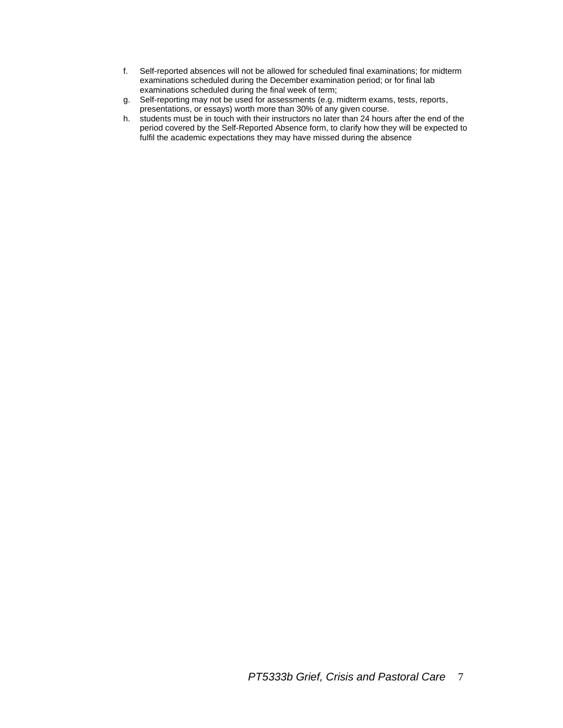f. Self-reported absences will not be allowed for scheduled final examinations; for midterm examinations scheduled during the December examination period; or for final lab examinations scheduled during the final week of term;
g. Self-reporting may not be used for assessments (e.g. midterm exams, tests, reports, presentations, or essays) worth more than 30% of any given course.
h. students must be in touch with their instructors no later than 24 hours after the end of the period covered by the Self-Reported Absence form, to clarify how they will be expected to fulfil the academic expectations they may have missed during the absence